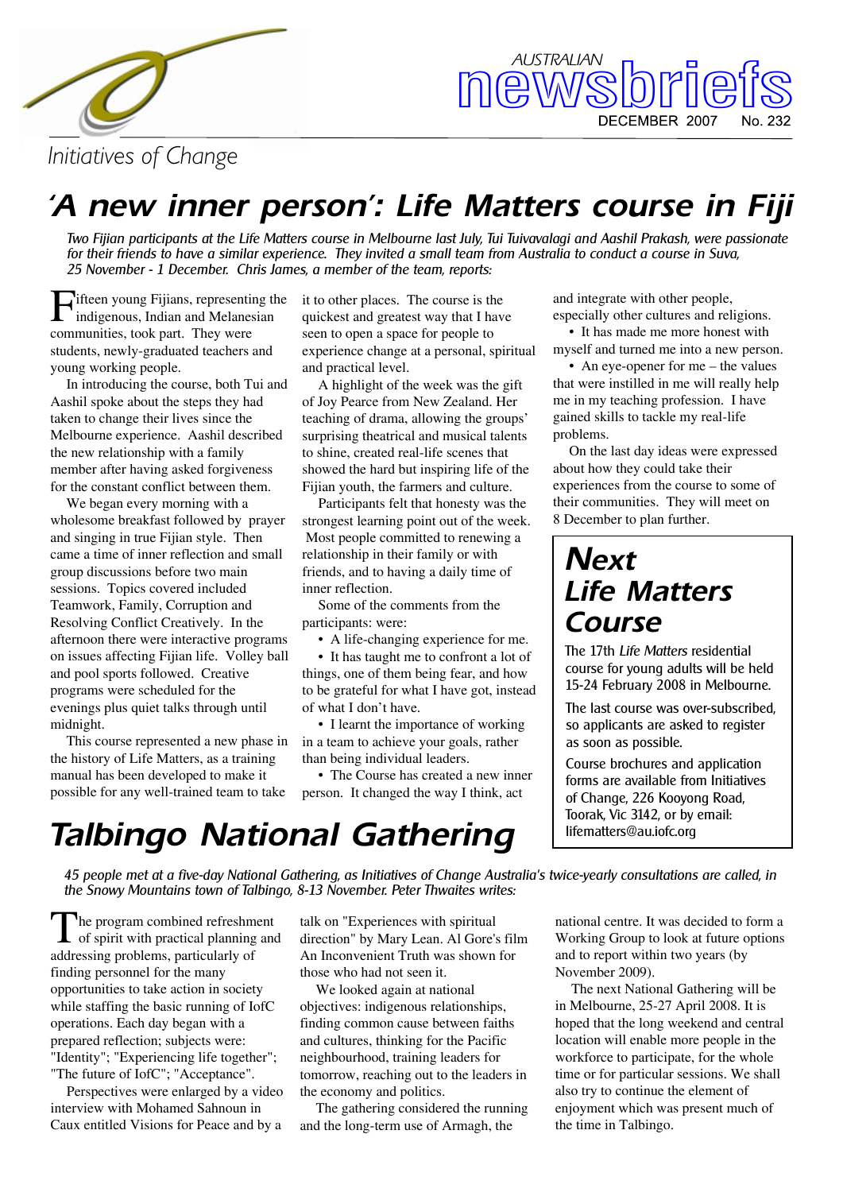Initiatives of Change

AUSTRALIAN newsbriefs

DECEMBER 2007 No. 232

# 'A new inner person': Life Matters course in Fiji

*Two Fijian participants at the Life Matters course in Melbourne last July, Tui Tuivavalagi and Aashil Prakash, were passionate for their friends to have a similar experience. They invited a small team from Australia to conduct a course in Suva, 25 November - 1 December. Chris James, a member of the team, reports:*

Fifteen young Fijians, representing the indigenous, Indian and Melanesian communities, took part. They were students, newly-graduated teachers and young working people.

In introducing the course, both Tui and Aashil spoke about the steps they had taken to change their lives since the Melbourne experience. Aashil described the new relationship with a family member after having asked forgiveness for the constant conflict between them.

We began every morning with a wholesome breakfast followed by prayer and singing in true Fijian style. Then came a time of inner reflection and small group discussions before two main sessions. Topics covered included Teamwork, Family, Corruption and Resolving Conflict Creatively. In the afternoon there were interactive programs on issues affecting Fijian life. Volley ball and pool sports followed. Creative programs were scheduled for the evenings plus quiet talks through until midnight.

This course represented a new phase in the history of Life Matters, as a training manual has been developed to make it possible for any well-trained team to take it to other places. The course is the quickest and greatest way that I have seen to open a space for people to experience change at a personal, spiritual and practical level.

A highlight of the week was the gift of Joy Pearce from New Zealand. Her teaching of drama, allowing the groups' surprising theatrical and musical talents to shine, created real-life scenes that showed the hard but inspiring life of the Fijian youth, the farmers and culture.

Participants felt that honesty was the strongest learning point out of the week. Most people committed to renewing a relationship in their family or with friends, and to having a daily time of inner reflection.

Some of the comments from the participants: were:

- A life-changing experience for me.
- It has taught me to confront a lot of things, one of them being fear, and how to be grateful for what I have got, instead of what I don't have.
- I learnt the importance of working in a team to achieve your goals, rather than being individual leaders.
- The Course has created a new inner person. It changed the way I think, act and integrate with other people, especially other cultures and religions.
- It has made me more honest with myself and turned me into a new person.
- An eye-opener for me – the values that were instilled in me will really help me in my teaching profession. I have gained skills to tackle my real-life problems.

On the last day ideas were expressed about how they could take their experiences from the course to some of their communities. They will meet on 8 December to plan further.

## Next Life Matters Course

The 17th *Life Matters* residential course for young adults will be held 15-24 February 2008 in Melbourne.

The last course was over-subscribed, so applicants are asked to register as soon as possible.

Course brochures and application forms are available from Initiatives of Change, 226 Kooyong Road, Toorak, Vic 3142, or by email: lifematters@au.iofc.org

# Talbingo National Gathering

*45 people met at a five-day National Gathering, as Initiatives of Change Australia's twice-yearly consultations are called, in the Snowy Mountains town of Talbingo, 8-13 November. Peter Thwaites writes:*

The program combined refreshment of spirit with practical planning and addressing problems, particularly of finding personnel for the many opportunities to take action in society while staffing the basic running of IofC operations. Each day began with a prepared reflection; subjects were: "Identity"; "Experiencing life together"; "The future of IofC"; "Acceptance".

Perspectives were enlarged by a video interview with Mohamed Sahnoun in Caux entitled Visions for Peace and by a talk on "Experiences with spiritual direction" by Mary Lean. Al Gore's film An Inconvenient Truth was shown for those who had not seen it.

We looked again at national objectives: indigenous relationships, finding common cause between faiths and cultures, thinking for the Pacific neighbourhood, training leaders for tomorrow, reaching out to the leaders in the economy and politics.

The gathering considered the running and the long-term use of Armagh, the national centre. It was decided to form a Working Group to look at future options and to report within two years (by November 2009).

The next National Gathering will be in Melbourne, 25-27 April 2008. It is hoped that the long weekend and central location will enable more people in the workforce to participate, for the whole time or for particular sessions. We shall also try to continue the element of enjoyment which was present much of the time in Talbingo.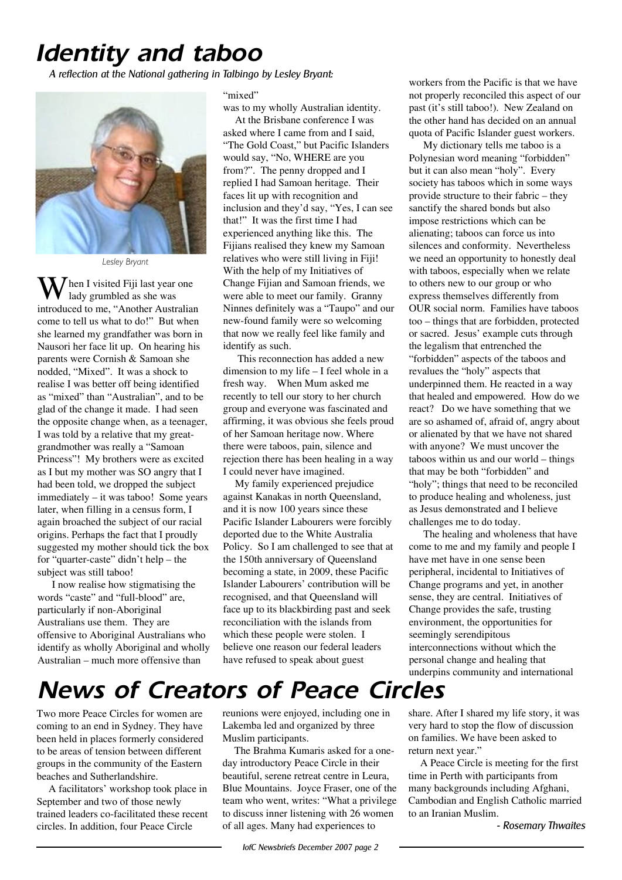# Identity and taboo

*A reflection at the National gathering in Talbingo by Lesley Bryant:*

Lesley Bryant

When I visited Fiji last year one lady grumbled as she was introduced to me, "Another Australian come to tell us what to do!" But when she learned my grandfather was born in Nausori her face lit up. On hearing his parents were Cornish & Samoan she nodded, "Mixed". It was a shock to realise I was better off being identified as "mixed" than "Australian", and to be glad of the change it made. I had seen the opposite change when, as a teenager, I was told by a relative that my great-grandmother was really a "Samoan Princess"! My brothers were as excited as I but my mother was SO angry that I had been told, we dropped the subject immediately – it was taboo! Some years later, when filling in a census form, I again broached the subject of our racial origins. Perhaps the fact that I proudly suggested my mother should tick the box for "quarter-caste" didn't help – the subject was still taboo!

I now realise how stigmatising the words "caste" and "full-blood" are, particularly if non-Aboriginal Australians use them. They are offensive to Aboriginal Australians who identify as wholly Aboriginal and wholly Australian – much more offensive than "mixed" was to my wholly Australian identity.

At the Brisbane conference I was asked where I came from and I said, "The Gold Coast," but Pacific Islanders would say, "No, WHERE are you from?". The penny dropped and I replied I had Samoan heritage. Their faces lit up with recognition and inclusion and they'd say, "Yes, I can see that!" It was the first time I had experienced anything like this. The Fijians realised they knew my Samoan relatives who were still living in Fiji! With the help of my Initiatives of Change Fijian and Samoan friends, we were able to meet our family. Granny Ninnes definitely was a "Taupo" and our new-found family were so welcoming that now we really feel like family and identify as such.

This reconnection has added a new dimension to my life – I feel whole in a fresh way. When Mum asked me recently to tell our story to her church group and everyone was fascinated and affirming, it was obvious she feels proud of her Samoan heritage now. Where there were taboos, pain, silence and rejection there has been healing in a way I could never have imagined.

My family experienced prejudice against Kanakas in north Queensland, and it is now 100 years since these Pacific Islander Labourers were forcibly deported due to the White Australia Policy. So I am challenged to see that at the 150th anniversary of Queensland becoming a state, in 2009, these Pacific Islander Labourers' contribution will be recognised, and that Queensland will face up to its blackbirding past and seek reconciliation with the islands from which these people were stolen. I believe one reason our federal leaders have refused to speak about guest workers from the Pacific is that we have not properly reconciled this aspect of our past (it's still taboo!). New Zealand on the other hand has decided on an annual quota of Pacific Islander guest workers.

My dictionary tells me taboo is a Polynesian word meaning "forbidden" but it can also mean "holy". Every society has taboos which in some ways provide structure to their fabric – they sanctify the shared bonds but also impose restrictions which can be alienating; taboos can force us into silences and conformity. Nevertheless we need an opportunity to honestly deal with taboos, especially when we relate to others new to our group or who express themselves differently from OUR social norm. Families have taboos too – things that are forbidden, protected or sacred. Jesus' example cuts through the legalism that entrenched the "forbidden" aspects of the taboos and revalues the "holy" aspects that underpinned them. He reacted in a way that healed and empowered. How do we react? Do we have something that we are so ashamed of, afraid of, angry about or alienated by that we have not shared with anyone? We must uncover the taboos within us and our world – things that may be both "forbidden" and "holy"; things that need to be reconciled to produce healing and wholeness, just as Jesus demonstrated and I believe challenges me to do today.

The healing and wholeness that have come to me and my family and people I have met have in one sense been peripheral, incidental to Initiatives of Change programs and yet, in another sense, they are central. Initiatives of Change provides the safe, trusting environment, the opportunities for seemingly serendipitous interconnections without which the personal change and healing that underpins community and international

# News of Creators of Peace Circles

Two more Peace Circles for women are coming to an end in Sydney. They have been held in places formerly considered to be areas of tension between different groups in the community of the Eastern beaches and Sutherlandshire.

A facilitators' workshop took place in September and two of those newly trained leaders co-facilitated these recent circles. In addition, four Peace Circle reunions were enjoyed, including one in Lakemba led and organized by three Muslim participants.

The Brahma Kumaris asked for a one-day introductory Peace Circle in their beautiful, serene retreat centre in Leura, Blue Mountains. Joyce Fraser, one of the team who went, writes: "What a privilege to discuss inner listening with 26 women of all ages. Many had experiences to share. After I shared my life story, it was very hard to stop the flow of discussion on families. We have been asked to return next year."

A Peace Circle is meeting for the first time in Perth with participants from many backgrounds including Afghani, Cambodian and English Catholic married to an Iranian Muslim.

*- Rosemary Thwaites*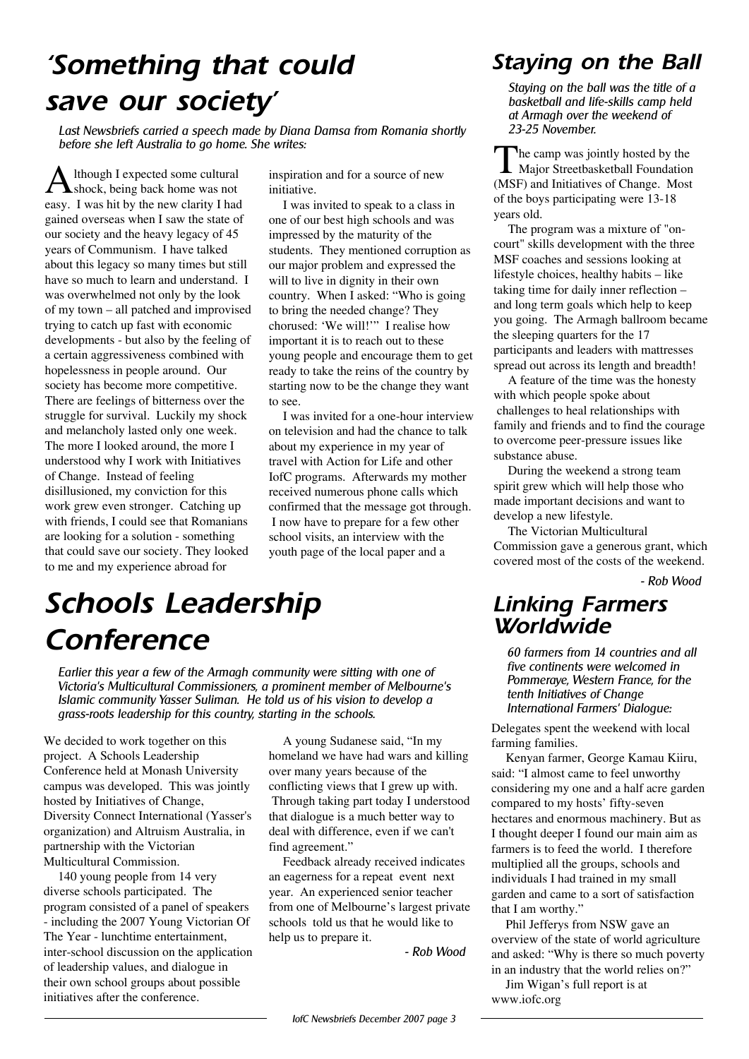# 'Something that could save our society'

*Last Newsbriefs carried a speech made by Diana Damsa from Romania shortly before she left Australia to go home. She writes:*

Although I expected some cultural shock, being back home was not easy. I was hit by the new clarity I had gained overseas when I saw the state of our society and the heavy legacy of 45 years of Communism. I have talked about this legacy so many times but still have so much to learn and understand. I was overwhelmed not only by the look of my town – all patched and improvised trying to catch up fast with economic developments - but also by the feeling of a certain aggressiveness combined with hopelessness in people around. Our society has become more competitive. There are feelings of bitterness over the struggle for survival. Luckily my shock and melancholy lasted only one week. The more I looked around, the more I understood why I work with Initiatives of Change. Instead of feeling disillusioned, my conviction for this work grew even stronger. Catching up with friends, I could see that Romanians are looking for a solution - something that could save our society. They looked to me and my experience abroad for inspiration and for a source of new initiative.

I was invited to speak to a class in one of our best high schools and was impressed by the maturity of the students. They mentioned corruption as our major problem and expressed the will to live in dignity in their own country. When I asked: "Who is going to bring the needed change? They chorused: 'We will!'" I realise how important it is to reach out to these young people and encourage them to get ready to take the reins of the country by starting now to be the change they want to see.

I was invited for a one-hour interview on television and had the chance to talk about my experience in my year of travel with Action for Life and other IofC programs. Afterwards my mother received numerous phone calls which confirmed that the message got through. I now have to prepare for a few other school visits, an interview with the youth page of the local paper and a

# Schools Leadership Conference

*Earlier this year a few of the Armagh community were sitting with one of Victoria's Multicultural Commissioners, a prominent member of Melbourne's Islamic community Yasser Suliman. He told us of his vision to develop a grass-roots leadership for this country, starting in the schools.*

We decided to work together on this project. A Schools Leadership Conference held at Monash University campus was developed. This was jointly hosted by Initiatives of Change, Diversity Connect International (Yasser's organization) and Altruism Australia, in partnership with the Victorian Multicultural Commission.

140 young people from 14 very diverse schools participated. The program consisted of a panel of speakers - including the 2007 Young Victorian Of The Year - lunchtime entertainment, inter-school discussion on the application of leadership values, and dialogue in their own school groups about possible initiatives after the conference.

A young Sudanese said, "In my homeland we have had wars and killing over many years because of the conflicting views that I grew up with. Through taking part today I understood that dialogue is a much better way to deal with difference, even if we can't find agreement."

Feedback already received indicates an eagerness for a repeat event next year. An experienced senior teacher from one of Melbourne's largest private schools told us that he would like to help us to prepare it.

*- Rob Wood*

# Staying on the Ball

*Staying on the ball was the title of a basketball and life-skills camp held at Armagh over the weekend of 23-25 November.*

The camp was jointly hosted by the Major Streetbasketball Foundation (MSF) and Initiatives of Change. Most of the boys participating were 13-18 years old.

The program was a mixture of "on-court" skills development with the three MSF coaches and sessions looking at lifestyle choices, healthy habits – like taking time for daily inner reflection – and long term goals which help to keep you going. The Armagh ballroom became the sleeping quarters for the 17 participants and leaders with mattresses spread out across its length and breadth!

A feature of the time was the honesty with which people spoke about challenges to heal relationships with family and friends and to find the courage to overcome peer-pressure issues like substance abuse.

During the weekend a strong team spirit grew which will help those who made important decisions and want to develop a new lifestyle.

The Victorian Multicultural Commission gave a generous grant, which covered most of the costs of the weekend.

*- Rob Wood*

# Linking Farmers Worldwide

*60 farmers from 14 countries and all five continents were welcomed in Pommeraye, Western France, for the tenth Initiatives of Change International Farmers' Dialogue:*

Delegates spent the weekend with local farming families.

Kenyan farmer, George Kamau Kiiru, said: "I almost came to feel unworthy considering my one and a half acre garden compared to my hosts' fifty-seven hectares and enormous machinery. But as I thought deeper I found our main aim as farmers is to feed the world. I therefore multiplied all the groups, schools and individuals I had trained in my small garden and came to a sort of satisfaction that I am worthy."

Phil Jefferys from NSW gave an overview of the state of world agriculture and asked: "Why is there so much poverty in an industry that the world relies on?"

Jim Wigan's full report is at www.iofc.org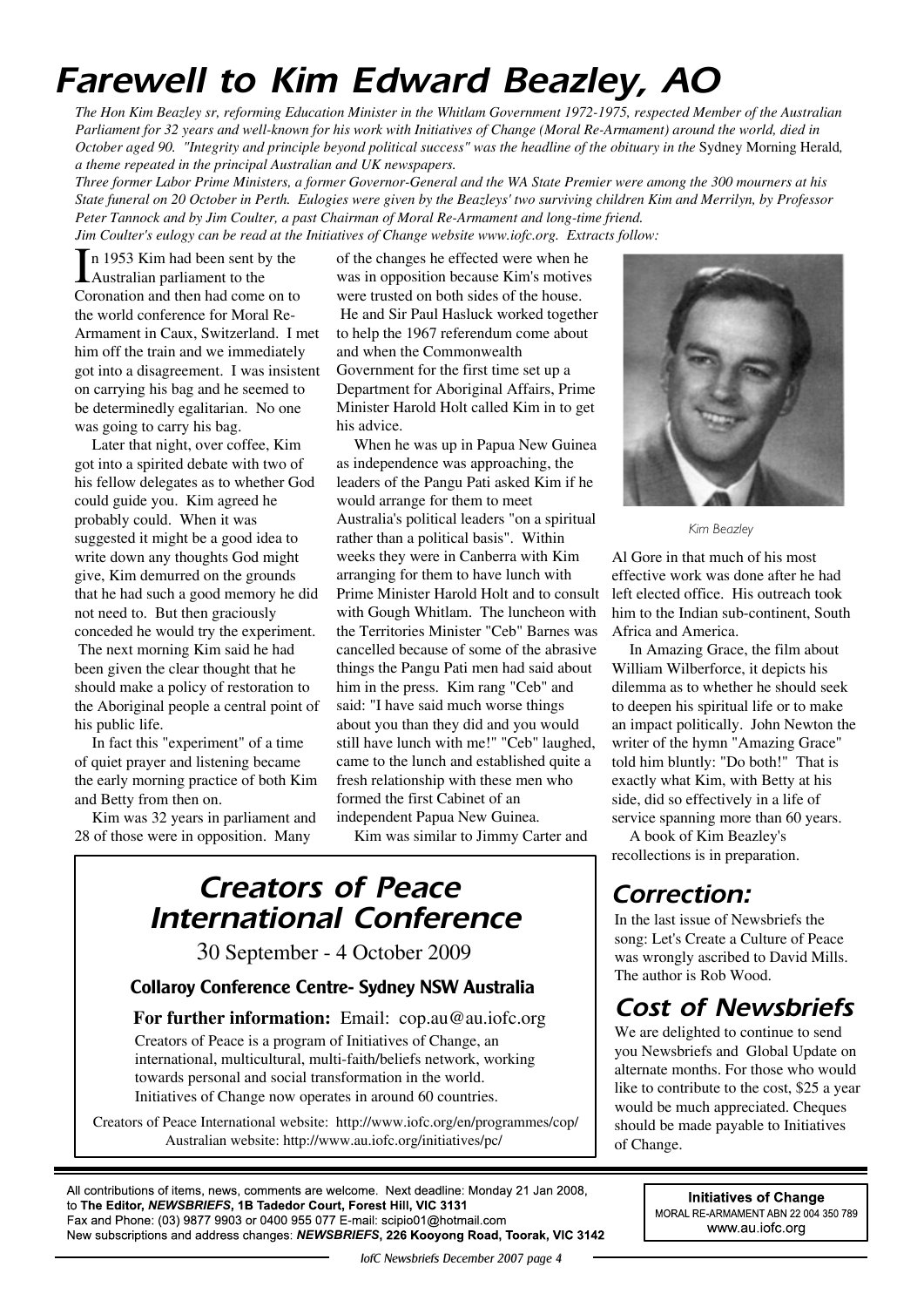# Farewell to Kim Edward Beazley, AO

*The Hon Kim Beazley sr, reforming Education Minister in the Whitlam Government 1972-1975, respected Member of the Australian Parliament for 32 years and well-known for his work with Initiatives of Change (Moral Re-Armament) around the world, died in October aged 90. "Integrity and principle beyond political success" was the headline of the obituary in the* Sydney Morning Herald*, a theme repeated in the principal Australian and UK newspapers.*

*Three former Labor Prime Ministers, a former Governor-General and the WA State Premier were among the 300 mourners at his State funeral on 20 October in Perth. Eulogies were given by the Beazleys' two surviving children Kim and Merrilyn, by Professor Peter Tannock and by Jim Coulter, a past Chairman of Moral Re-Armament and long-time friend.*

*Jim Coulter's eulogy can be read at the Initiatives of Change website www.iofc.org. Extracts follow:*

In 1953 Kim had been sent by the Australian parliament to the Coronation and then had come on to the world conference for Moral Re-Armament in Caux, Switzerland. I met him off the train and we immediately got into a disagreement. I was insistent on carrying his bag and he seemed to be determinedly egalitarian. No one was going to carry his bag.

Later that night, over coffee, Kim got into a spirited debate with two of his fellow delegates as to whether God could guide you. Kim agreed he probably could. When it was suggested it might be a good idea to write down any thoughts God might give, Kim demurred on the grounds that he had such a good memory he did not need to. But then graciously conceded he would try the experiment. The next morning Kim said he had been given the clear thought that he should make a policy of restoration to the Aboriginal people a central point of his public life.

In fact this "experiment" of a time of quiet prayer and listening became the early morning practice of both Kim and Betty from then on.

Kim was 32 years in parliament and 28 of those were in opposition. Many of the changes he effected were when he was in opposition because Kim's motives were trusted on both sides of the house. He and Sir Paul Hasluck worked together to help the 1967 referendum come about and when the Commonwealth Government for the first time set up a Department for Aboriginal Affairs, Prime Minister Harold Holt called Kim in to get his advice.

When he was up in Papua New Guinea as independence was approaching, the leaders of the Pangu Pati asked Kim if he would arrange for them to meet Australia's political leaders "on a spiritual rather than a political basis". Within weeks they were in Canberra with Kim arranging for them to have lunch with Prime Minister Harold Holt and to consult with Gough Whitlam. The luncheon with the Territories Minister "Ceb" Barnes was cancelled because of some of the abrasive things the Pangu Pati men had said about him in the press. Kim rang "Ceb" and said: "I have said much worse things about you than they did and you would still have lunch with me!" "Ceb" laughed, came to the lunch and established quite a fresh relationship with these men who formed the first Cabinet of an independent Papua New Guinea.

Kim was similar to Jimmy Carter and Al Gore in that much of his most effective work was done after he had left elected office. His outreach took him to the Indian sub-continent, South Africa and America.

Kim Beazley

In Amazing Grace, the film about William Wilberforce, it depicts his dilemma as to whether he should seek to deepen his spiritual life or to make an impact politically. John Newton the writer of the hymn "Amazing Grace" told him bluntly: "Do both!" That is exactly what Kim, with Betty at his side, did so effectively in a life of service spanning more than 60 years.

A book of Kim Beazley's recollections is in preparation.

## Creators of Peace International Conference

30 September - 4 October 2009

**Collaroy Conference Centre- Sydney NSW Australia**

**For further information:** Email: cop.au@au.iofc.org

Creators of Peace is a program of Initiatives of Change, an international, multicultural, multi-faith/beliefs network, working towards personal and social transformation in the world. Initiatives of Change now operates in around 60 countries.

Creators of Peace International website: http://www.iofc.org/en/programmes/cop/
Australian website: http://www.au.iofc.org/initiatives/pc/

## Correction:

In the last issue of Newsbriefs the song: Let's Create a Culture of Peace was wrongly ascribed to David Mills. The author is Rob Wood.

## Cost of Newsbriefs

We are delighted to continue to send you Newsbriefs and Global Update on alternate months. For those who would like to contribute to the cost, $25 a year would be much appreciated. Cheques should be made payable to Initiatives of Change.

All contributions of items, news, comments are welcome. Next deadline: Monday 21 Jan 2008, to **The Editor, *NEWSBRIEFS*, 1B Tadedor Court, Forest Hill, VIC 3131**
Fax and Phone: (03) 9877 9903 or 0400 955 077 E-mail: scipio01@hotmail.com
New subscriptions and address changes: ***NEWSBRIEFS*, 226 Kooyong Road, Toorak, VIC 3142**

**Initiatives of Change**
MORAL RE-ARMAMENT ABN 22 004 350 789
www.au.iofc.org